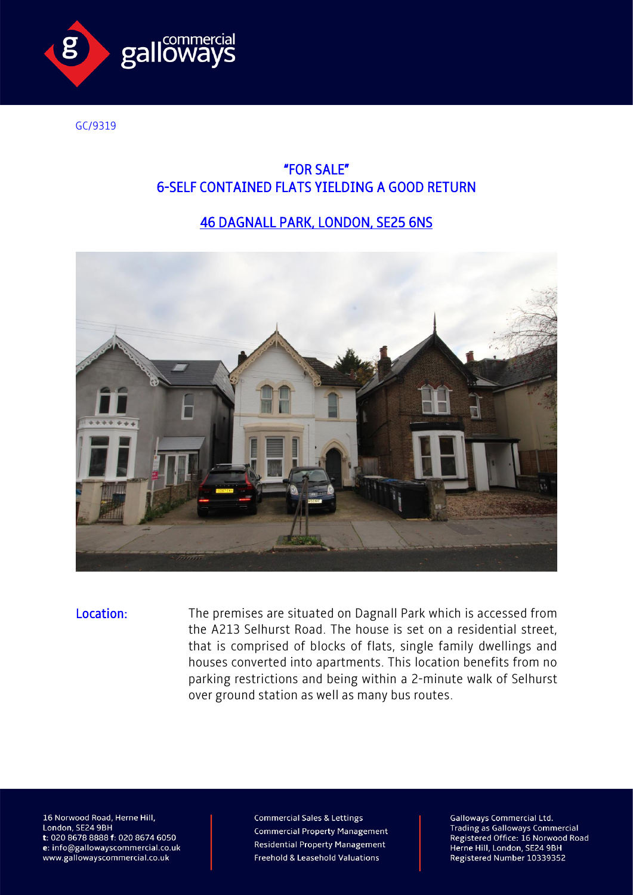GC/9319

## "FOR SALE"
## 6-SELF CONTAINED FLATS YIELDING A GOOD RETURN

## 46 DAGNALL PARK, LONDON, SE25 6NS

**Location:** The premises are situated on Dagnall Park which is accessed from the A213 Selhurst Road. The house is set on a residential street, that is comprised of blocks of flats, single family dwellings and houses converted into apartments. This location benefits from no parking restrictions and being within a 2-minute walk of Selhurst over ground station as well as many bus routes.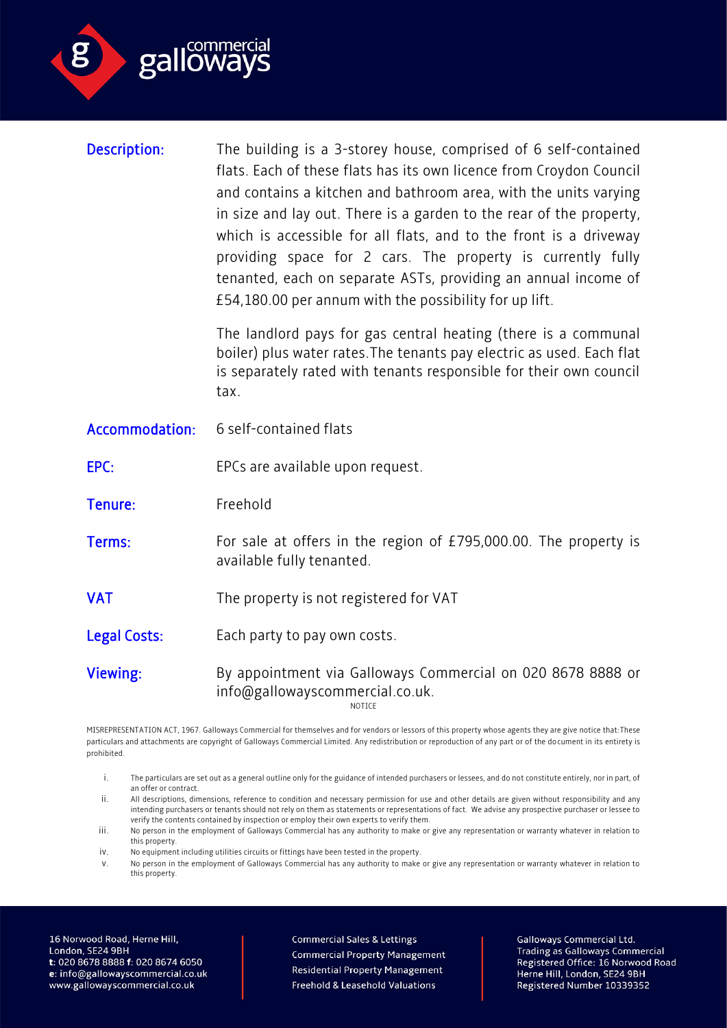**Description:** The building is a 3-storey house, comprised of 6 self-contained flats. Each of these flats has its own licence from Croydon Council and contains a kitchen and bathroom area, with the units varying in size and lay out. There is a garden to the rear of the property, which is accessible for all flats, and to the front is a driveway providing space for 2 cars. The property is currently fully tenanted, each on separate ASTs, providing an annual income of £54,180.00 per annum with the possibility for up lift.

The landlord pays for gas central heating (there is a communal boiler) plus water rates.The tenants pay electric as used. Each flat is separately rated with tenants responsible for their own council tax.

**Accommodation:** 6 self-contained flats

**EPC:** EPCs are available upon request.

**Tenure:** Freehold

**Terms:** For sale at offers in the region of £795,000.00. The property is available fully tenanted.

**VAT** The property is not registered for VAT

**Legal Costs:** Each party to pay own costs.

**Viewing:** By appointment via Galloways Commercial on 020 8678 8888 or info@gallowayscommercial.co.uk.

NOTICE

MISREPRESENTATION ACT, 1967. Galloways Commercial for themselves and for vendors or lessors of this property whose agents they are give notice that: These particulars and attachments are copyright of Galloways Commercial Limited. Any redistribution or reproduction of any part or of the document in its entirety is prohibited.

i. The particulars are set out as a general outline only for the guidance of intended purchasers or lessees, and do not constitute entirely, nor in part, of an offer or contract.
ii. All descriptions, dimensions, reference to condition and necessary permission for use and other details are given without responsibility and any intending purchasers or tenants should not rely on them as statements or representations of fact. We advise any prospective purchaser or lessee to verify the contents contained by inspection or employ their own experts to verify them.
iii. No person in the employment of Galloways Commercial has any authority to make or give any representation or warranty whatever in relation to this property.
iv. No equipment including utilities circuits or fittings have been tested in the property.
v. No person in the employment of Galloways Commercial has any authority to make or give any representation or warranty whatever in relation to this property.

16 Norwood Road, Herne Hill,
London, SE24 9BH
**t:** 020 8678 8888 **f:** 020 8674 6050
**e:** info@gallowayscommercial.co.uk
www.gallowayscommercial.co.uk

Commercial Sales & Lettings
Commercial Property Management
Residential Property Management
Freehold & Leasehold Valuations

Galloways Commercial Ltd.
Trading as Galloways Commercial
Registered Office: 16 Norwood Road
Herne Hill, London, SE24 9BH
Registered Number 10339352